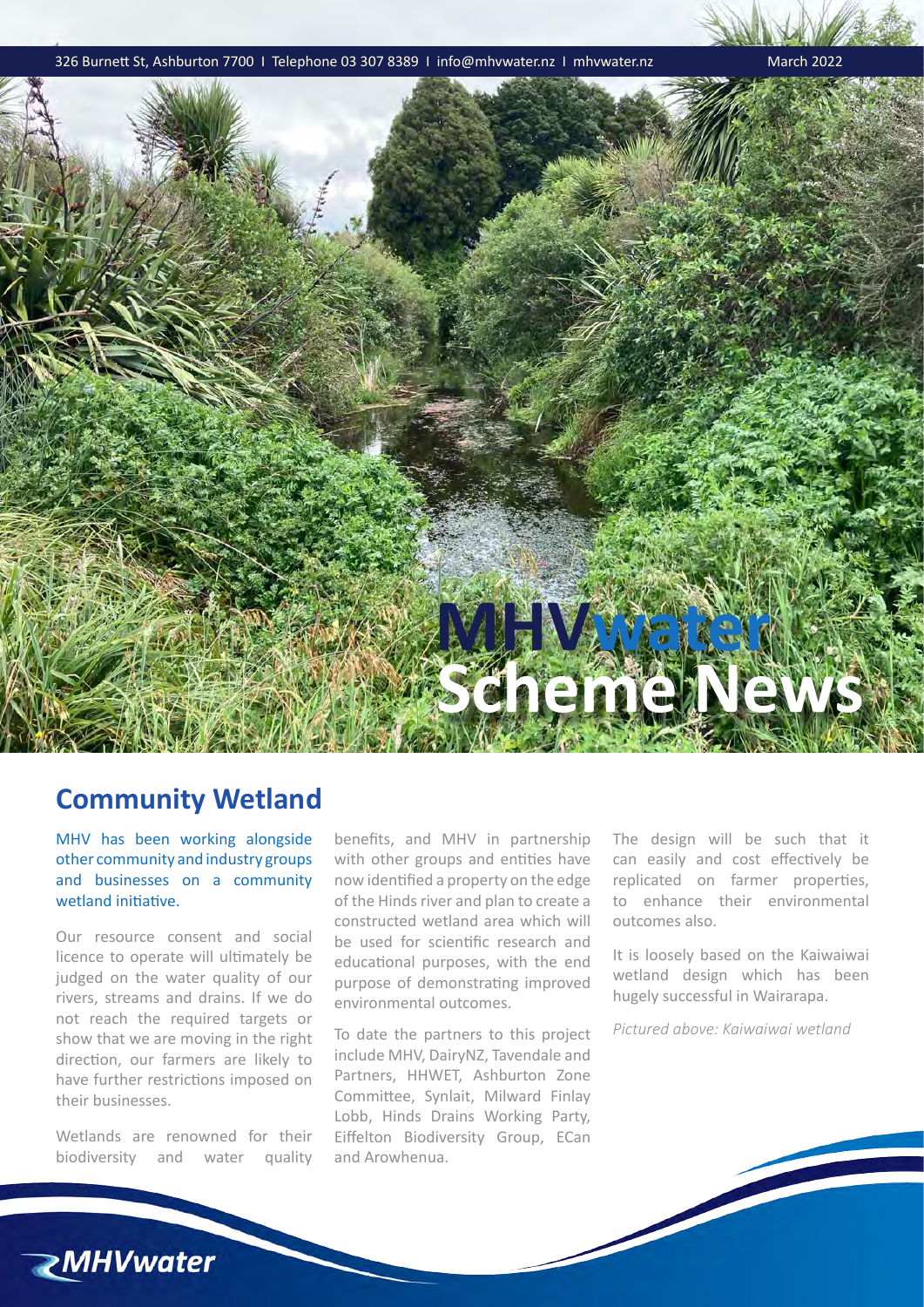326 Burnett St, Ashburton 7700 I Telephone 03 307 8389 I info@mhvwater.nz I mhvwater.nz March 2022

# MHVwater Scheme News

## Community Wetland

MHV has been working alongside other community and industry groups and businesses on a community wetland initiative.

Our resource consent and social licence to operate will ultimately be judged on the water quality of our rivers, streams and drains. If we do not reach the required targets or show that we are moving in the right direction, our farmers are likely to have further restrictions imposed on their businesses.

Wetlands are renowned for their biodiversity and water quality benefits, and MHV in partnership with other groups and entities have now identified a property on the edge of the Hinds river and plan to create a constructed wetland area which will be used for scientific research and educational purposes, with the end purpose of demonstrating improved environmental outcomes.

To date the partners to this project include MHV, DairyNZ, Tavendale and Partners, HHWET, Ashburton Zone Committee, Synlait, Milward Finlay Lobb, Hinds Drains Working Party, Eiffelton Biodiversity Group, ECan and Arowhenua.

The design will be such that it can easily and cost effectively be replicated on farmer properties, to enhance their environmental outcomes also.

It is loosely based on the Kaiwaiwai wetland design which has been hugely successful in Wairarapa.

*Pictured above: Kaiwaiwai wetland*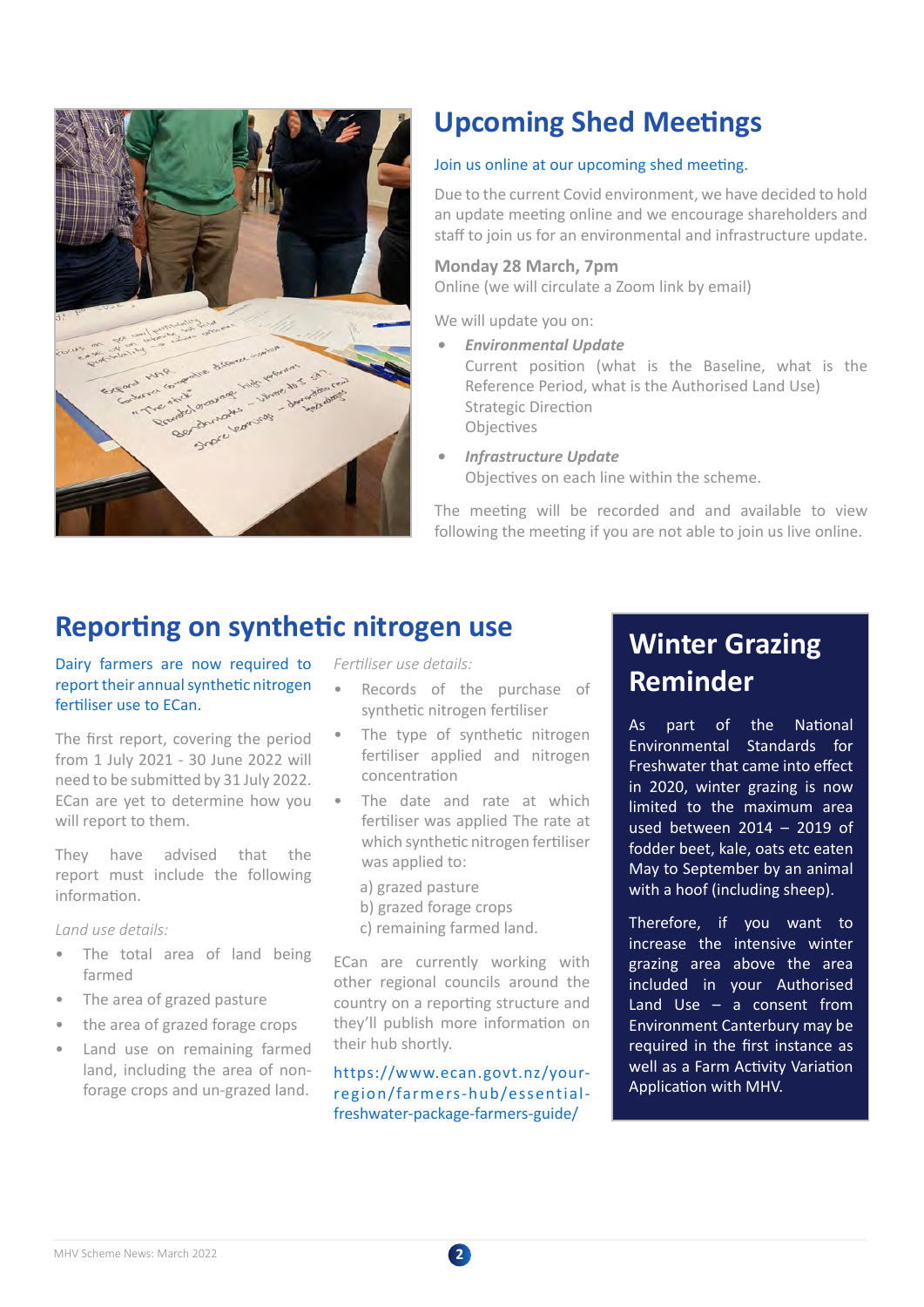## Upcoming Shed Meetings

Join us online at our upcoming shed meeting.

Due to the current Covid environment, we have decided to hold an update meeting online and we encourage shareholders and staff to join us for an environmental and infrastructure update.

**Monday 28 March, 7pm**
Online (we will circulate a Zoom link by email)

We will update you on:

- ***Environmental Update***
  Current position (what is the Baseline, what is the Reference Period, what is the Authorised Land Use)
  Strategic Direction
  Objectives
- ***Infrastructure Update***
  Objectives on each line within the scheme.

The meeting will be recorded and and available to view following the meeting if you are not able to join us live online.

## Reporting on synthetic nitrogen use

Dairy farmers are now required to report their annual synthetic nitrogen fertiliser use to ECan.

The first report, covering the period from 1 July 2021 - 30 June 2022 will need to be submitted by 31 July 2022. ECan are yet to determine how you will report to them.

They have advised that the report must include the following information.

*Land use details:*

- The total area of land being farmed
- The area of grazed pasture
- the area of grazed forage crops
- Land use on remaining farmed land, including the area of non-forage crops and un-grazed land.

*Fertiliser use details:*

- Records of the purchase of synthetic nitrogen fertiliser
- The type of synthetic nitrogen fertiliser applied and nitrogen concentration
- The date and rate at which fertiliser was applied The rate at which synthetic nitrogen fertiliser was applied to:

  a) grazed pasture
  b) grazed forage crops
  c) remaining farmed land.

ECan are currently working with other regional councils around the country on a reporting structure and they'll publish more information on their hub shortly.

https://www.ecan.govt.nz/your-region/farmers-hub/essential-freshwater-package-farmers-guide/

## Winter Grazing Reminder

As part of the National Environmental Standards for Freshwater that came into effect in 2020, winter grazing is now limited to the maximum area used between 2014 – 2019 of fodder beet, kale, oats etc eaten May to September by an animal with a hoof (including sheep).

Therefore, if you want to increase the intensive winter grazing area above the area included in your Authorised Land Use – a consent from Environment Canterbury may be required in the first instance as well as a Farm Activity Variation Application with MHV.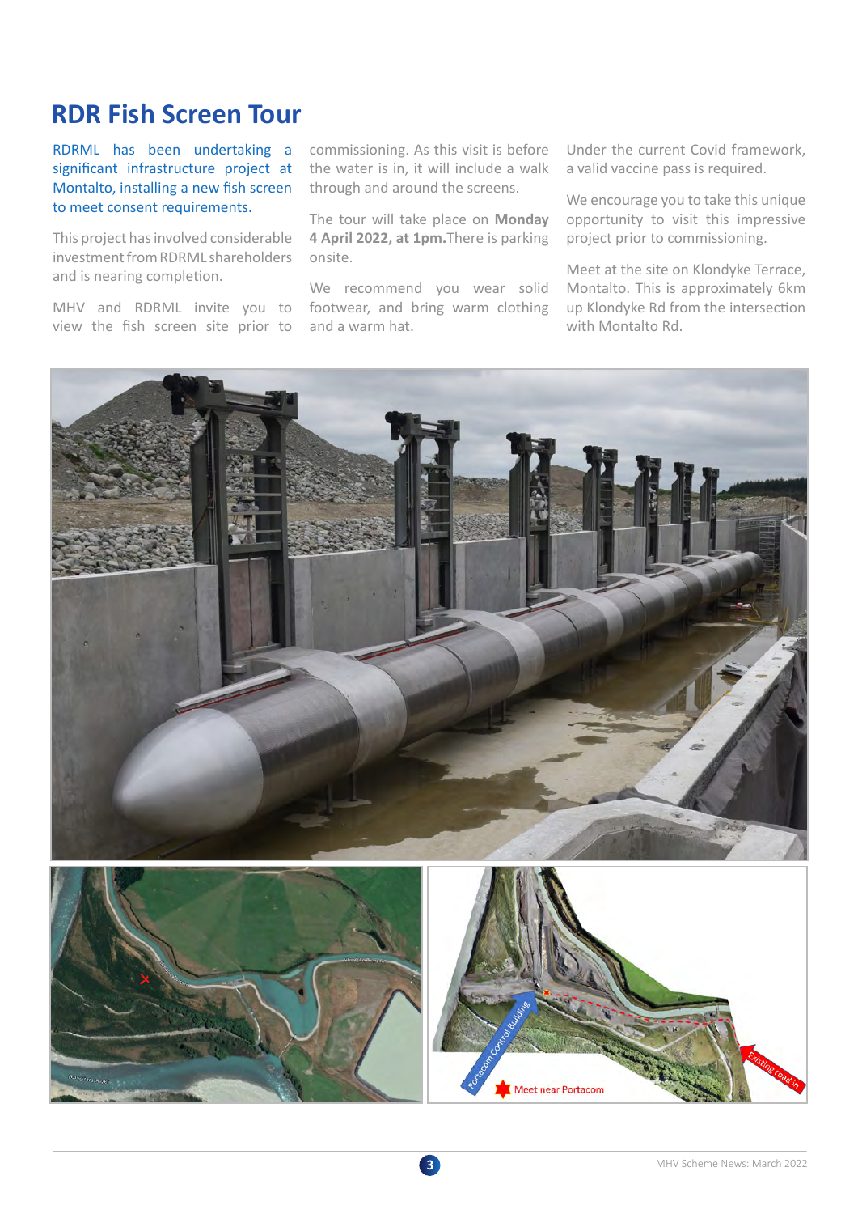# RDR Fish Screen Tour

RDRML has been undertaking a significant infrastructure project at Montalto, installing a new fish screen to meet consent requirements.

This project has involved considerable investment from RDRML shareholders and is nearing completion.

MHV and RDRML invite you to view the fish screen site prior to commissioning. As this visit is before the water is in, it will include a walk through and around the screens.

The tour will take place on **Monday 4 April 2022, at 1pm.** There is parking onsite.

We recommend you wear solid footwear, and bring warm clothing and a warm hat.

Under the current Covid framework, a valid vaccine pass is required.

We encourage you to take this unique opportunity to visit this impressive project prior to commissioning.

Meet at the site on Klondyke Terrace, Montalto. This is approximately 6km up Klondyke Rd from the intersection with Montalto Rd.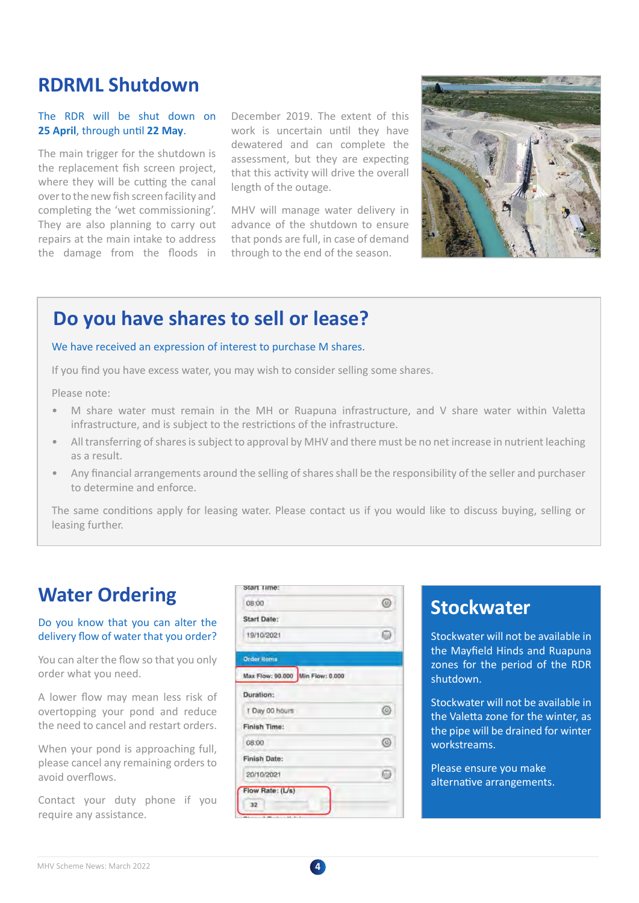## RDRML Shutdown

The RDR will be shut down on **25 April**, through until **22 May**.

The main trigger for the shutdown is the replacement fish screen project, where they will be cutting the canal over to the new fish screen facility and completing the 'wet commissioning'. They are also planning to carry out repairs at the main intake to address the damage from the floods in December 2019. The extent of this work is uncertain until they have dewatered and can complete the assessment, but they are expecting that this activity will drive the overall length of the outage.

MHV will manage water delivery in advance of the shutdown to ensure that ponds are full, in case of demand through to the end of the season.

## Do you have shares to sell or lease?

We have received an expression of interest to purchase M shares.

If you find you have excess water, you may wish to consider selling some shares.

Please note:

- M share water must remain in the MH or Ruapuna infrastructure, and V share water within Valetta infrastructure, and is subject to the restrictions of the infrastructure.
- All transferring of shares is subject to approval by MHV and there must be no net increase in nutrient leaching as a result.
- Any financial arrangements around the selling of shares shall be the responsibility of the seller and purchaser to determine and enforce.

The same conditions apply for leasing water. Please contact us if you would like to discuss buying, selling or leasing further.

## Water Ordering

Do you know that you can alter the delivery flow of water that you order?

You can alter the flow so that you only order what you need.

A lower flow may mean less risk of overtopping your pond and reduce the need to cancel and restart orders.

When your pond is approaching full, please cancel any remaining orders to avoid overflows.

Contact your duty phone if you require any assistance.

## Stockwater

Stockwater will not be available in the Mayfield Hinds and Ruapuna zones for the period of the RDR shutdown.

Stockwater will not be available in the Valetta zone for the winter, as the pipe will be drained for winter workstreams.

Please ensure you make alternative arrangements.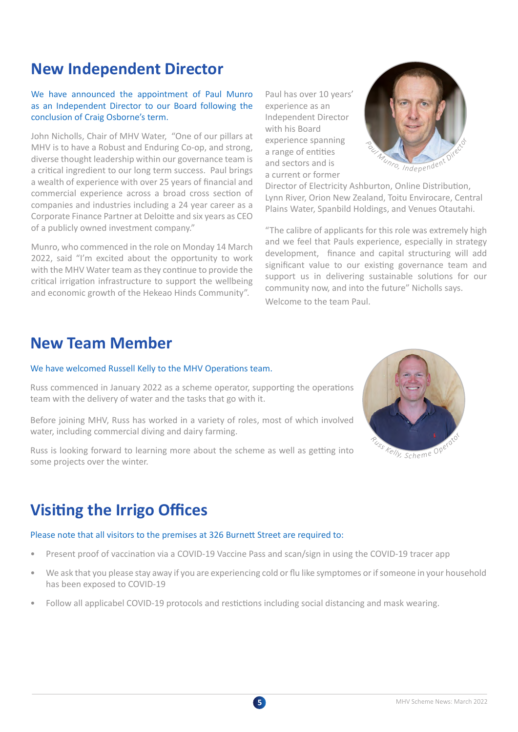## New Independent Director

We have announced the appointment of Paul Munro as an Independent Director to our Board following the conclusion of Craig Osborne's term.

John Nicholls, Chair of MHV Water, "One of our pillars at MHV is to have a Robust and Enduring Co-op, and strong, diverse thought leadership within our governance team is a critical ingredient to our long term success. Paul brings a wealth of experience with over 25 years of financial and commercial experience across a broad cross section of companies and industries including a 24 year career as a Corporate Finance Partner at Deloitte and six years as CEO of a publicly owned investment company."

Munro, who commenced in the role on Monday 14 March 2022, said "I'm excited about the opportunity to work with the MHV Water team as they continue to provide the critical irrigation infrastructure to support the wellbeing and economic growth of the Hekeao Hinds Community".

Paul has over 10 years' experience as an Independent Director with his Board experience spanning a range of entities and sectors and is a current or former Director of Electricity Ashburton, Online Distribution, Lynn River, Orion New Zealand, Toitu Envirocare, Central Plains Water, Spanbild Holdings, and Venues Otautahi.

Paul Munro, Independent Director

"The calibre of applicants for this role was extremely high and we feel that Pauls experience, especially in strategy development, finance and capital structuring will add significant value to our existing governance team and support us in delivering sustainable solutions for our community now, and into the future" Nicholls says.

Welcome to the team Paul.

## New Team Member

We have welcomed Russell Kelly to the MHV Operations team.

Russ commenced in January 2022 as a scheme operator, supporting the operations team with the delivery of water and the tasks that go with it.

Before joining MHV, Russ has worked in a variety of roles, most of which involved water, including commercial diving and dairy farming.

Russ is looking forward to learning more about the scheme as well as getting into some projects over the winter.

Russ Kelly, Scheme Operator

## Visiting the Irrigo Offices

Please note that all visitors to the premises at 326 Burnett Street are required to:

- Present proof of vaccination via a COVID-19 Vaccine Pass and scan/sign in using the COVID-19 tracer app
- We ask that you please stay away if you are experiencing cold or flu like symptomes or if someone in your household has been exposed to COVID-19
- Follow all applicabel COVID-19 protocols and restictions including social distancing and mask wearing.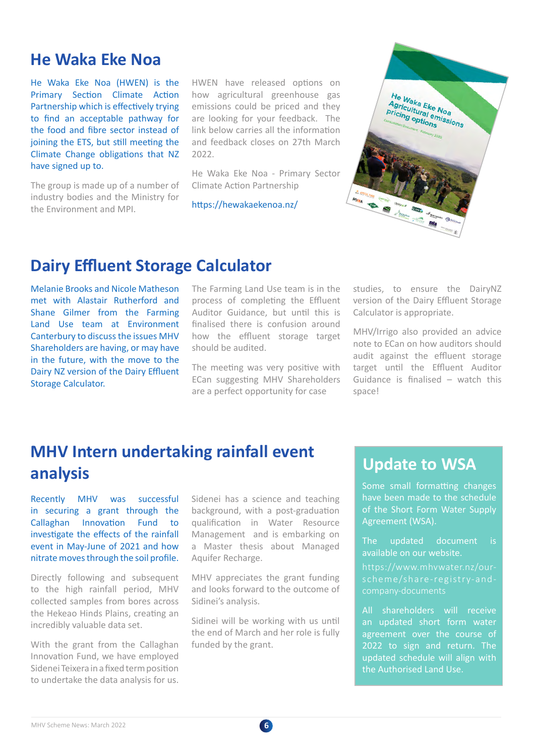## He Waka Eke Noa

He Waka Eke Noa (HWEN) is the Primary Section Climate Action Partnership which is effectively trying to find an acceptable pathway for the food and fibre sector instead of joining the ETS, but still meeting the Climate Change obligations that NZ have signed up to.

The group is made up of a number of industry bodies and the Ministry for the Environment and MPI.

HWEN have released options on how agricultural greenhouse gas emissions could be priced and they are looking for your feedback. The link below carries all the information and feedback closes on 27th March 2022.

He Waka Eke Noa - Primary Sector Climate Action Partnership

https://hewakaekenoa.nz/

## Dairy Effluent Storage Calculator

Melanie Brooks and Nicole Matheson met with Alastair Rutherford and Shane Gilmer from the Farming Land Use team at Environment Canterbury to discuss the issues MHV Shareholders are having, or may have in the future, with the move to the Dairy NZ version of the Dairy Effluent Storage Calculator.

The Farming Land Use team is in the process of completing the Effluent Auditor Guidance, but until this is finalised there is confusion around how the effluent storage target should be audited.

The meeting was very positive with ECan suggesting MHV Shareholders are a perfect opportunity for case studies, to ensure the DairyNZ version of the Dairy Effluent Storage Calculator is appropriate.

MHV/Irrigo also provided an advice note to ECan on how auditors should audit against the effluent storage target until the Effluent Auditor Guidance is finalised – watch this space!

## MHV Intern undertaking rainfall event analysis

Recently MHV was successful in securing a grant through the Callaghan Innovation Fund to investigate the effects of the rainfall event in May-June of 2021 and how nitrate moves through the soil profile.

Directly following and subsequent to the high rainfall period, MHV collected samples from bores across the Hekeao Hinds Plains, creating an incredibly valuable data set.

With the grant from the Callaghan Innovation Fund, we have employed Sidenei Teixera in a fixed term position to undertake the data analysis for us.

Sidenei has a science and teaching background, with a post-graduation qualification in Water Resource Management and is embarking on a Master thesis about Managed Aquifer Recharge.

MHV appreciates the grant funding and looks forward to the outcome of Sidinei's analysis.

Sidinei will be working with us until the end of March and her role is fully funded by the grant.

## Update to WSA

Some small formatting changes have been made to the schedule of the Short Form Water Supply Agreement (WSA).

The updated document is available on our website.

https://www.mhvwater.nz/our-scheme/share-registry-and-company-documents

All shareholders will receive an updated short form water agreement over the course of 2022 to sign and return. The updated schedule will align with the Authorised Land Use.